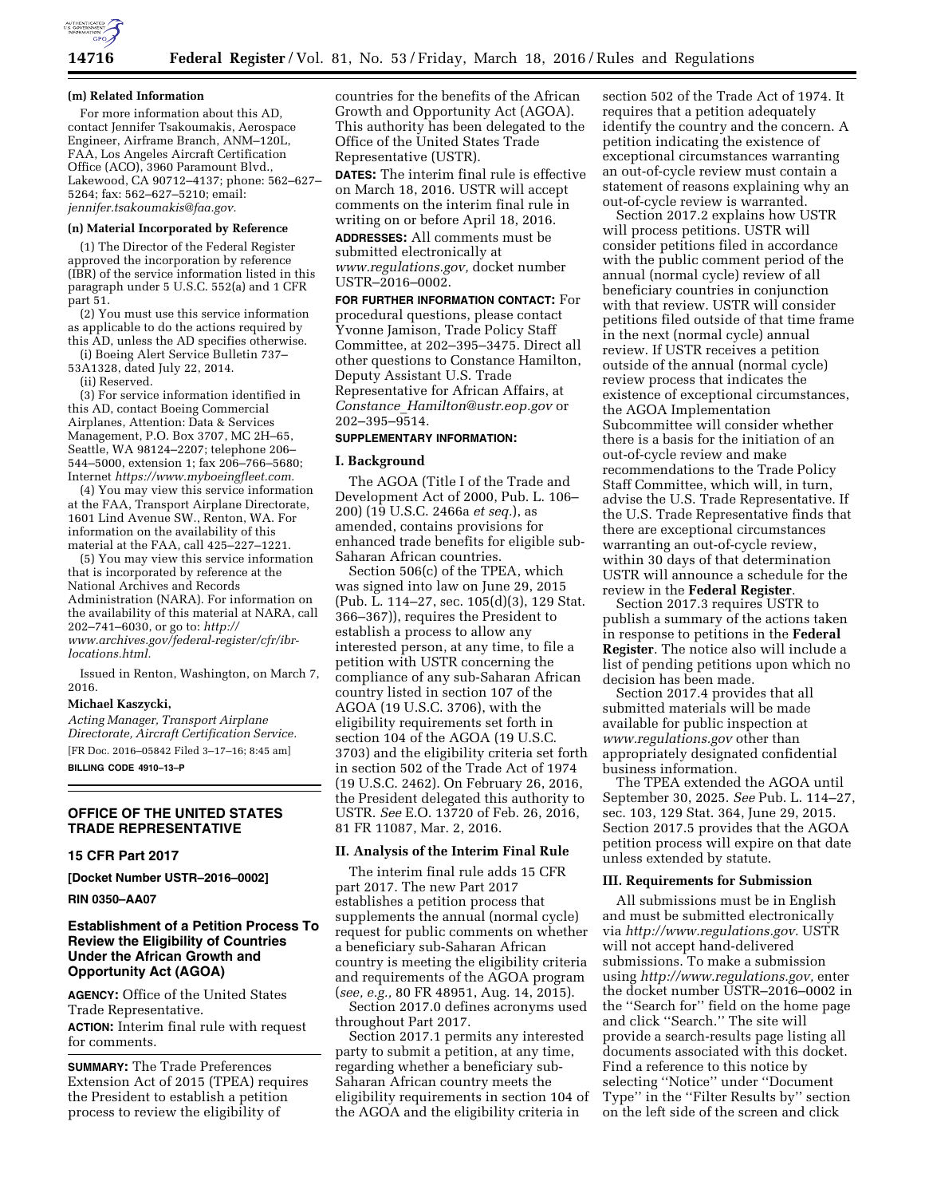**(m) Related Information**

For more information about this AD, contact Jennifer Tsakoumakis, Aerospace Engineer, Airframe Branch, ANM–120L, FAA, Los Angeles Aircraft Certification Office (ACO), 3960 Paramount Blvd., Lakewood, CA 90712–4137; phone: 562–627–5264; fax: 562–627–5210; email: *jennifer.tsakoumakis@faa.gov.*

**(n) Material Incorporated by Reference**

(1) The Director of the Federal Register approved the incorporation by reference (IBR) of the service information listed in this paragraph under 5 U.S.C. 552(a) and 1 CFR part 51.

(2) You must use this service information as applicable to do the actions required by this AD, unless the AD specifies otherwise.

(i) Boeing Alert Service Bulletin 737–53A1328, dated July 22, 2014.

(ii) Reserved.

(3) For service information identified in this AD, contact Boeing Commercial Airplanes, Attention: Data & Services Management, P.O. Box 3707, MC 2H–65, Seattle, WA 98124–2207; telephone 206–544–5000, extension 1; fax 206–766–5680; Internet *https://www.myboeingfleet.com.*

(4) You may view this service information at the FAA, Transport Airplane Directorate, 1601 Lind Avenue SW., Renton, WA. For information on the availability of this material at the FAA, call 425–227–1221.

(5) You may view this service information that is incorporated by reference at the National Archives and Records Administration (NARA). For information on the availability of this material at NARA, call 202–741–6030, or go to: *http://www.archives.gov/federal-register/cfr/ibr-locations.html.*

Issued in Renton, Washington, on March 7, 2016.

**Michael Kaszycki,**

*Acting Manager, Transport Airplane Directorate, Aircraft Certification Service.*

[FR Doc. 2016–05842 Filed 3–17–16; 8:45 am]

**BILLING CODE 4910–13–P**

## OFFICE OF THE UNITED STATES TRADE REPRESENTATIVE

### 15 CFR Part 2017

**[Docket Number USTR–2016–0002]**

**RIN 0350–AA07**

### Establishment of a Petition Process To Review the Eligibility of Countries Under the African Growth and Opportunity Act (AGOA)

**AGENCY:** Office of the United States Trade Representative.

**ACTION:** Interim final rule with request for comments.

**SUMMARY:** The Trade Preferences Extension Act of 2015 (TPEA) requires the President to establish a petition process to review the eligibility of countries for the benefits of the African Growth and Opportunity Act (AGOA). This authority has been delegated to the Office of the United States Trade Representative (USTR).

**DATES:** The interim final rule is effective on March 18, 2016. USTR will accept comments on the interim final rule in writing on or before April 18, 2016.

**ADDRESSES:** All comments must be submitted electronically at *www.regulations.gov,* docket number USTR–2016–0002.

**FOR FURTHER INFORMATION CONTACT:** For procedural questions, please contact Yvonne Jamison, Trade Policy Staff Committee, at 202–395–3475. Direct all other questions to Constance Hamilton, Deputy Assistant U.S. Trade Representative for African Affairs, at *Constance_Hamilton@ustr.eop.gov* or 202–395–9514.

**SUPPLEMENTARY INFORMATION:**

#### I. Background

The AGOA (Title I of the Trade and Development Act of 2000, Pub. L. 106–200) (19 U.S.C. 2466a *et seq.*), as amended, contains provisions for enhanced trade benefits for eligible sub-Saharan African countries.

Section 506(c) of the TPEA, which was signed into law on June 29, 2015 (Pub. L. 114–27, sec. 105(d)(3), 129 Stat. 366–367)), requires the President to establish a process to allow any interested person, at any time, to file a petition with USTR concerning the compliance of any sub-Saharan African country listed in section 107 of the AGOA (19 U.S.C. 3706), with the eligibility requirements set forth in section 104 of the AGOA (19 U.S.C. 3703) and the eligibility criteria set forth in section 502 of the Trade Act of 1974 (19 U.S.C. 2462). On February 26, 2016, the President delegated this authority to USTR. *See* E.O. 13720 of Feb. 26, 2016, 81 FR 11087, Mar. 2, 2016.

#### II. Analysis of the Interim Final Rule

The interim final rule adds 15 CFR part 2017. The new Part 2017 establishes a petition process that supplements the annual (normal cycle) request for public comments on whether a beneficiary sub-Saharan African country is meeting the eligibility criteria and requirements of the AGOA program (*see, e.g.,* 80 FR 48951, Aug. 14, 2015).

Section 2017.0 defines acronyms used throughout Part 2017.

Section 2017.1 permits any interested party to submit a petition, at any time, regarding whether a beneficiary sub-Saharan African country meets the eligibility requirements in section 104 of the AGOA and the eligibility criteria in section 502 of the Trade Act of 1974. It requires that a petition adequately identify the country and the concern. A petition indicating the existence of exceptional circumstances warranting an out-of-cycle review must contain a statement of reasons explaining why an out-of-cycle review is warranted.

Section 2017.2 explains how USTR will process petitions. USTR will consider petitions filed in accordance with the public comment period of the annual (normal cycle) review of all beneficiary countries in conjunction with that review. USTR will consider petitions filed outside of that time frame in the next (normal cycle) annual review. If USTR receives a petition outside of the annual (normal cycle) review process that indicates the existence of exceptional circumstances, the AGOA Implementation Subcommittee will consider whether there is a basis for the initiation of an out-of-cycle review and make recommendations to the Trade Policy Staff Committee, which will, in turn, advise the U.S. Trade Representative. If the U.S. Trade Representative finds that there are exceptional circumstances warranting an out-of-cycle review, within 30 days of that determination USTR will announce a schedule for the review in the **Federal Register**.

Section 2017.3 requires USTR to publish a summary of the actions taken in response to petitions in the **Federal Register**. The notice also will include a list of pending petitions upon which no decision has been made.

Section 2017.4 provides that all submitted materials will be made available for public inspection at *www.regulations.gov* other than appropriately designated confidential business information.

The TPEA extended the AGOA until September 30, 2025. *See* Pub. L. 114–27, sec. 103, 129 Stat. 364, June 29, 2015. Section 2017.5 provides that the AGOA petition process will expire on that date unless extended by statute.

#### III. Requirements for Submission

All submissions must be in English and must be submitted electronically via *http://www.regulations.gov.* USTR will not accept hand-delivered submissions. To make a submission using *http://www.regulations.gov,* enter the docket number USTR–2016–0002 in the ''Search for'' field on the home page and click ''Search.'' The site will provide a search-results page listing all documents associated with this docket. Find a reference to this notice by selecting ''Notice'' under ''Document Type'' in the ''Filter Results by'' section on the left side of the screen and click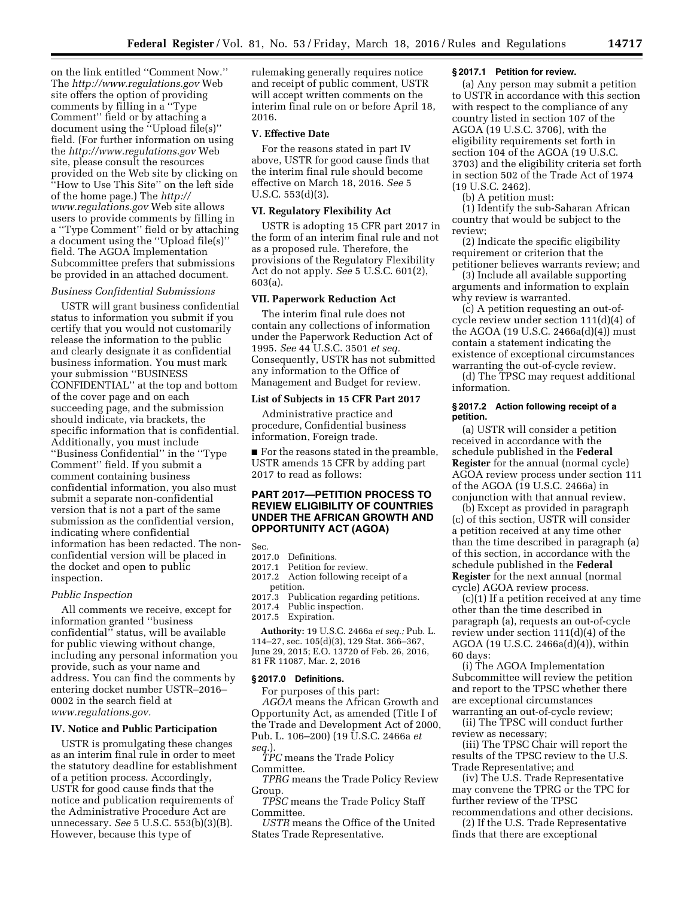on the link entitled "Comment Now." The *http://www.regulations.gov* Web site offers the option of providing comments by filling in a "Type Comment" field or by attaching a document using the "Upload file(s)" field. (For further information on using the *http://www.regulations.gov* Web site, please consult the resources provided on the Web site by clicking on "How to Use This Site" on the left side of the home page.) The *http://www.regulations.gov* Web site allows users to provide comments by filling in a "Type Comment" field or by attaching a document using the "Upload file(s)" field. The AGOA Implementation Subcommittee prefers that submissions be provided in an attached document.

*Business Confidential Submissions*

USTR will grant business confidential status to information you submit if you certify that you would not customarily release the information to the public and clearly designate it as confidential business information. You must mark your submission "BUSINESS CONFIDENTIAL" at the top and bottom of the cover page and on each succeeding page, and the submission should indicate, via brackets, the specific information that is confidential. Additionally, you must include "Business Confidential" in the "Type Comment" field. If you submit a comment containing business confidential information, you also must submit a separate non-confidential version that is not a part of the same submission as the confidential version, indicating where confidential information has been redacted. The non-confidential version will be placed in the docket and open to public inspection.

*Public Inspection*

All comments we receive, except for information granted "business confidential" status, will be available for public viewing without change, including any personal information you provide, such as your name and address. You can find the comments by entering docket number USTR–2016–0002 in the search field at *www.regulations.gov.*

## IV. Notice and Public Participation

USTR is promulgating these changes as an interim final rule in order to meet the statutory deadline for establishment of a petition process. Accordingly, USTR for good cause finds that the notice and publication requirements of the Administrative Procedure Act are unnecessary. *See* 5 U.S.C. 553(b)(3)(B). However, because this type of rulemaking generally requires notice and receipt of public comment, USTR will accept written comments on the interim final rule on or before April 18, 2016.

## V. Effective Date

For the reasons stated in part IV above, USTR for good cause finds that the interim final rule should become effective on March 18, 2016. *See* 5 U.S.C. 553(d)(3).

## VI. Regulatory Flexibility Act

USTR is adopting 15 CFR part 2017 in the form of an interim final rule and not as a proposed rule. Therefore, the provisions of the Regulatory Flexibility Act do not apply. *See* 5 U.S.C. 601(2), 603(a).

## VII. Paperwork Reduction Act

The interim final rule does not contain any collections of information under the Paperwork Reduction Act of 1995. *See* 44 U.S.C. 3501 *et seq.* Consequently, USTR has not submitted any information to the Office of Management and Budget for review.

## List of Subjects in 15 CFR Part 2017

Administrative practice and procedure, Confidential business information, Foreign trade.

■ For the reasons stated in the preamble, USTR amends 15 CFR by adding part 2017 to read as follows:

## PART 2017—PETITION PROCESS TO REVIEW ELIGIBILITY OF COUNTRIES UNDER THE AFRICAN GROWTH AND OPPORTUNITY ACT (AGOA)

Sec.
2017.0 Definitions.
2017.1 Petition for review.
2017.2 Action following receipt of a petition.
2017.3 Publication regarding petitions.
2017.4 Public inspection.
2017.5 Expiration.

**Authority:** 19 U.S.C. 2466a *et seq.;* Pub. L. 114–27, sec. 105(d)(3), 129 Stat. 366–367, June 29, 2015; E.O. 13720 of Feb. 26, 2016, 81 FR 11087, Mar. 2, 2016

### § 2017.0 Definitions.

For purposes of this part:

*AGOA* means the African Growth and Opportunity Act, as amended (Title I of the Trade and Development Act of 2000, Pub. L. 106–200) (19 U.S.C. 2466a *et seq.*).

*TPC* means the Trade Policy Committee.

*TPRG* means the Trade Policy Review Group.

*TPSC* means the Trade Policy Staff Committee.

*USTR* means the Office of the United States Trade Representative.

### § 2017.1 Petition for review.

(a) Any person may submit a petition to USTR in accordance with this section with respect to the compliance of any country listed in section 107 of the AGOA (19 U.S.C. 3706), with the eligibility requirements set forth in section 104 of the AGOA (19 U.S.C. 3703) and the eligibility criteria set forth in section 502 of the Trade Act of 1974 (19 U.S.C. 2462).

(b) A petition must:

(1) Identify the sub-Saharan African country that would be subject to the review;

(2) Indicate the specific eligibility requirement or criterion that the petitioner believes warrants review; and

(3) Include all available supporting arguments and information to explain why review is warranted.

(c) A petition requesting an out-of-cycle review under section 111(d)(4) of the AGOA (19 U.S.C. 2466a(d)(4)) must contain a statement indicating the existence of exceptional circumstances warranting the out-of-cycle review.

(d) The TPSC may request additional information.

### § 2017.2 Action following receipt of a petition.

(a) USTR will consider a petition received in accordance with the schedule published in the **Federal Register** for the annual (normal cycle) AGOA review process under section 111 of the AGOA (19 U.S.C. 2466a) in conjunction with that annual review.

(b) Except as provided in paragraph (c) of this section, USTR will consider a petition received at any time other than the time described in paragraph (a) of this section, in accordance with the schedule published in the **Federal Register** for the next annual (normal cycle) AGOA review process.

(c)(1) If a petition received at any time other than the time described in paragraph (a), requests an out-of-cycle review under section 111(d)(4) of the AGOA (19 U.S.C. 2466a(d)(4)), within 60 days:

(i) The AGOA Implementation Subcommittee will review the petition and report to the TPSC whether there are exceptional circumstances warranting an out-of-cycle review;

(ii) The TPSC will conduct further review as necessary;

(iii) The TPSC Chair will report the results of the TPSC review to the U.S. Trade Representative; and

(iv) The U.S. Trade Representative may convene the TPRG or the TPC for further review of the TPSC recommendations and other decisions.

(2) If the U.S. Trade Representative finds that there are exceptional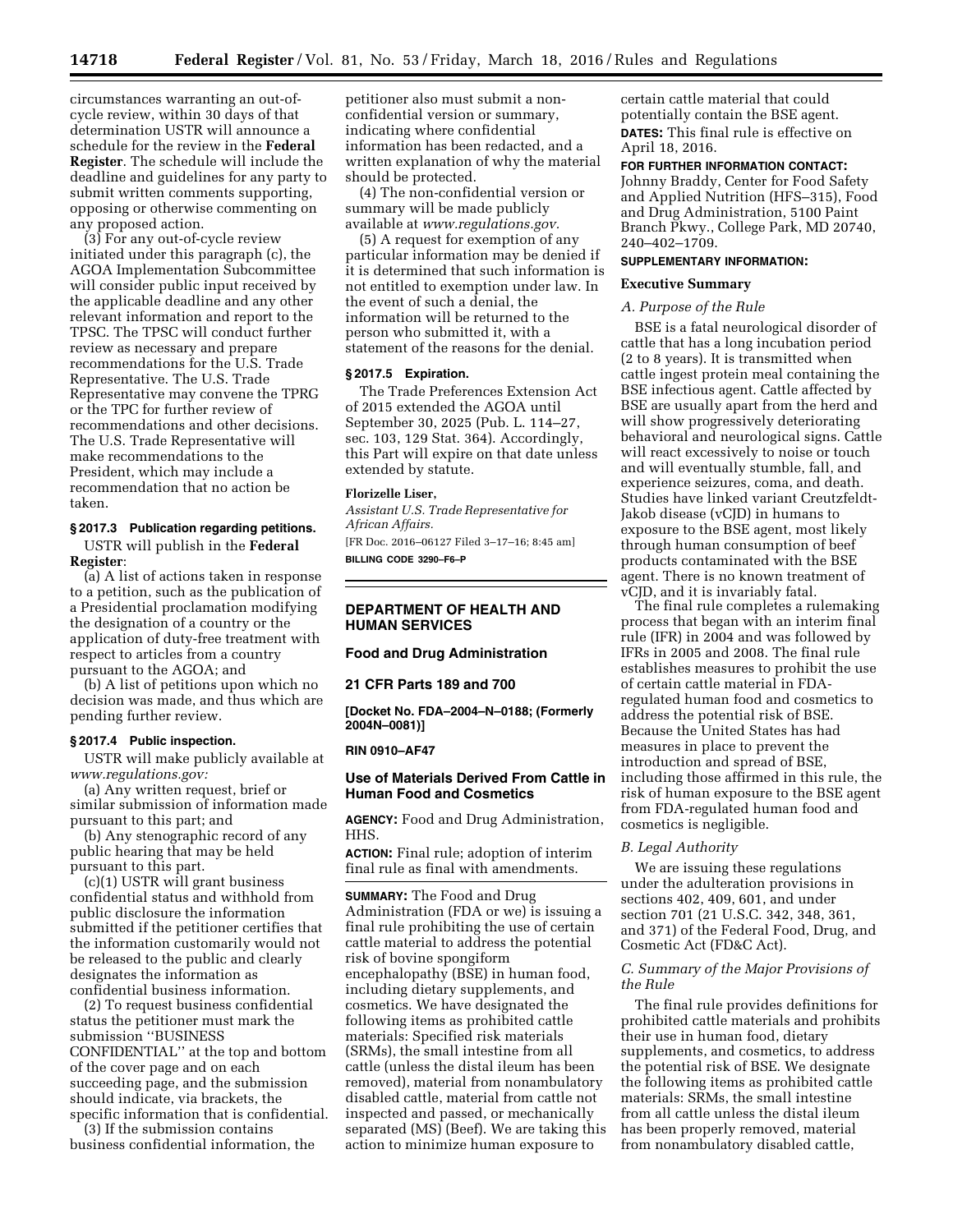circumstances warranting an out-of-cycle review, within 30 days of that determination USTR will announce a schedule for the review in the **Federal Register**. The schedule will include the deadline and guidelines for any party to submit written comments supporting, opposing or otherwise commenting on any proposed action.

(3) For any out-of-cycle review initiated under this paragraph (c), the AGOA Implementation Subcommittee will consider public input received by the applicable deadline and any other relevant information and report to the TPSC. The TPSC will conduct further review as necessary and prepare recommendations for the U.S. Trade Representative. The U.S. Trade Representative may convene the TPRG or the TPC for further review of recommendations and other decisions. The U.S. Trade Representative will make recommendations to the President, which may include a recommendation that no action be taken.

### § 2017.3 Publication regarding petitions.

USTR will publish in the **Federal Register**:

(a) A list of actions taken in response to a petition, such as the publication of a Presidential proclamation modifying the designation of a country or the application of duty-free treatment with respect to articles from a country pursuant to the AGOA; and

(b) A list of petitions upon which no decision was made, and thus which are pending further review.

### § 2017.4 Public inspection.

USTR will make publicly available at *www.regulations.gov:*

(a) Any written request, brief or similar submission of information made pursuant to this part; and

(b) Any stenographic record of any public hearing that may be held pursuant to this part.

(c)(1) USTR will grant business confidential status and withhold from public disclosure the information submitted if the petitioner certifies that the information customarily would not be released to the public and clearly designates the information as confidential business information.

(2) To request business confidential status the petitioner must mark the submission ''BUSINESS CONFIDENTIAL'' at the top and bottom of the cover page and on each succeeding page, and the submission should indicate, via brackets, the specific information that is confidential.

(3) If the submission contains business confidential information, the petitioner also must submit a non-confidential version or summary, indicating where confidential information has been redacted, and a written explanation of why the material should be protected.

(4) The non-confidential version or summary will be made publicly available at *www.regulations.gov.*

(5) A request for exemption of any particular information may be denied if it is determined that such information is not entitled to exemption under law. In the event of such a denial, the information will be returned to the person who submitted it, with a statement of the reasons for the denial.

### § 2017.5 Expiration.

The Trade Preferences Extension Act of 2015 extended the AGOA until September 30, 2025 (Pub. L. 114–27, sec. 103, 129 Stat. 364). Accordingly, this Part will expire on that date unless extended by statute.

**Florizelle Liser,**

*Assistant U.S. Trade Representative for African Affairs.*

[FR Doc. 2016–06127 Filed 3–17–16; 8:45 am]

**BILLING CODE 3290–F6–P**

---

## DEPARTMENT OF HEALTH AND HUMAN SERVICES

### Food and Drug Administration

### 21 CFR Parts 189 and 700

**[Docket No. FDA–2004–N–0188; (Formerly 2004N–0081)]**

**RIN 0910–AF47**

## Use of Materials Derived From Cattle in Human Food and Cosmetics

**AGENCY:** Food and Drug Administration, HHS.

**ACTION:** Final rule; adoption of interim final rule as final with amendments.

**SUMMARY:** The Food and Drug Administration (FDA or we) is issuing a final rule prohibiting the use of certain cattle material to address the potential risk of bovine spongiform encephalopathy (BSE) in human food, including dietary supplements, and cosmetics. We have designated the following items as prohibited cattle materials: Specified risk materials (SRMs), the small intestine from all cattle (unless the distal ileum has been removed), material from nonambulatory disabled cattle, material from cattle not inspected and passed, or mechanically separated (MS) (Beef). We are taking this action to minimize human exposure to certain cattle material that could potentially contain the BSE agent.

**DATES:** This final rule is effective on April 18, 2016.

**FOR FURTHER INFORMATION CONTACT:** Johnny Braddy, Center for Food Safety and Applied Nutrition (HFS–315), Food and Drug Administration, 5100 Paint Branch Pkwy., College Park, MD 20740, 240–402–1709.

**SUPPLEMENTARY INFORMATION:**

**Executive Summary**

*A. Purpose of the Rule*

BSE is a fatal neurological disorder of cattle that has a long incubation period (2 to 8 years). It is transmitted when cattle ingest protein meal containing the BSE infectious agent. Cattle affected by BSE are usually apart from the herd and will show progressively deteriorating behavioral and neurological signs. Cattle will react excessively to noise or touch and will eventually stumble, fall, and experience seizures, coma, and death. Studies have linked variant Creutzfeldt-Jakob disease (vCJD) in humans to exposure to the BSE agent, most likely through human consumption of beef products contaminated with the BSE agent. There is no known treatment of vCJD, and it is invariably fatal.

The final rule completes a rulemaking process that began with an interim final rule (IFR) in 2004 and was followed by IFRs in 2005 and 2008. The final rule establishes measures to prohibit the use of certain cattle material in FDA-regulated human food and cosmetics to address the potential risk of BSE. Because the United States has had measures in place to prevent the introduction and spread of BSE, including those affirmed in this rule, the risk of human exposure to the BSE agent from FDA-regulated human food and cosmetics is negligible.

*B. Legal Authority*

We are issuing these regulations under the adulteration provisions in sections 402, 409, 601, and under section 701 (21 U.S.C. 342, 348, 361, and 371) of the Federal Food, Drug, and Cosmetic Act (FD&C Act).

*C. Summary of the Major Provisions of the Rule*

The final rule provides definitions for prohibited cattle materials and prohibits their use in human food, dietary supplements, and cosmetics, to address the potential risk of BSE. We designate the following items as prohibited cattle materials: SRMs, the small intestine from all cattle unless the distal ileum has been properly removed, material from nonambulatory disabled cattle,